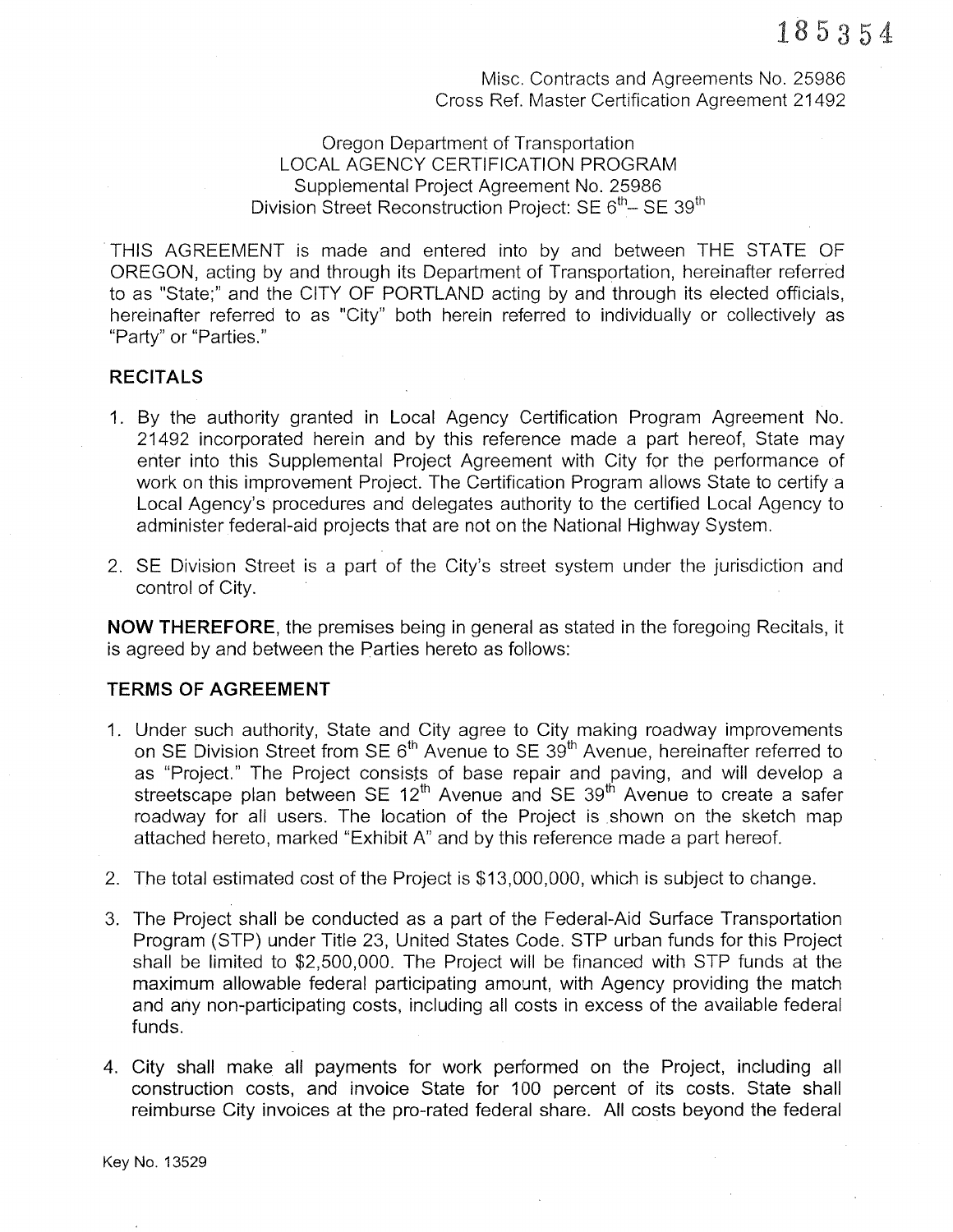185354

Misc. Contracts and Agreements No. 25986
Cross Ref. Master Certification Agreement 21492

Oregon Department of Transportation
LOCAL AGENCY CERTIFICATION PROGRAM
Supplemental Project Agreement No. 25986
Division Street Reconstruction Project: SE 6th– SE 39th

THIS AGREEMENT is made and entered into by and between THE STATE OF OREGON, acting by and through its Department of Transportation, hereinafter referred to as "State;" and the CITY OF PORTLAND acting by and through its elected officials, hereinafter referred to as "City" both herein referred to individually or collectively as "Party" or "Parties."

## RECITALS

1. By the authority granted in Local Agency Certification Program Agreement No. 21492 incorporated herein and by this reference made a part hereof, State may enter into this Supplemental Project Agreement with City for the performance of work on this improvement Project. The Certification Program allows State to certify a Local Agency's procedures and delegates authority to the certified Local Agency to administer federal-aid projects that are not on the National Highway System.

2. SE Division Street is a part of the City's street system under the jurisdiction and control of City.

**NOW THEREFORE**, the premises being in general as stated in the foregoing Recitals, it is agreed by and between the Parties hereto as follows:

## TERMS OF AGREEMENT

1. Under such authority, State and City agree to City making roadway improvements on SE Division Street from SE 6th Avenue to SE 39th Avenue, hereinafter referred to as "Project." The Project consists of base repair and paving, and will develop a streetscape plan between SE 12th Avenue and SE 39th Avenue to create a safer roadway for all users. The location of the Project is shown on the sketch map attached hereto, marked "Exhibit A" and by this reference made a part hereof.

2. The total estimated cost of the Project is $13,000,000, which is subject to change.

3. The Project shall be conducted as a part of the Federal-Aid Surface Transportation Program (STP) under Title 23, United States Code. STP urban funds for this Project shall be limited to $2,500,000. The Project will be financed with STP funds at the maximum allowable federal participating amount, with Agency providing the match and any non-participating costs, including all costs in excess of the available federal funds.

4. City shall make all payments for work performed on the Project, including all construction costs, and invoice State for 100 percent of its costs. State shall reimburse City invoices at the pro-rated federal share. All costs beyond the federal

Key No. 13529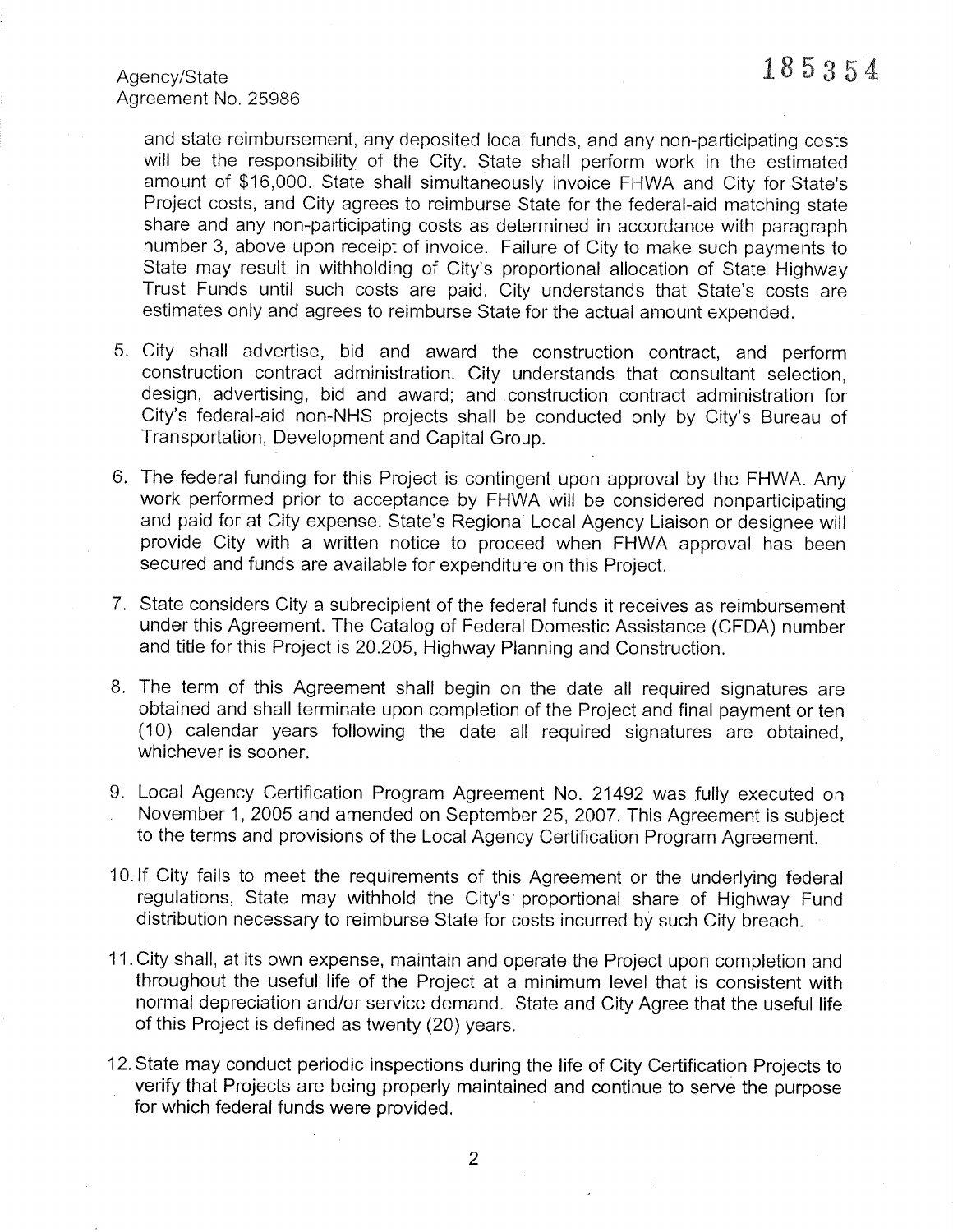and state reimbursement, any deposited local funds, and any non-participating costs will be the responsibility of the City. State shall perform work in the estimated amount of $16,000. State shall simultaneously invoice FHWA and City for State's Project costs, and City agrees to reimburse State for the federal-aid matching state share and any non-participating costs as determined in accordance with paragraph number 3, above upon receipt of invoice. Failure of City to make such payments to State may result in withholding of City's proportional allocation of State Highway Trust Funds until such costs are paid. City understands that State's costs are estimates only and agrees to reimburse State for the actual amount expended.

5. City shall advertise, bid and award the construction contract, and perform construction contract administration. City understands that consultant selection, design, advertising, bid and award; and construction contract administration for City's federal-aid non-NHS projects shall be conducted only by City's Bureau of Transportation, Development and Capital Group.

6. The federal funding for this Project is contingent upon approval by the FHWA. Any work performed prior to acceptance by FHWA will be considered nonparticipating and paid for at City expense. State's Regional Local Agency Liaison or designee will provide City with a written notice to proceed when FHWA approval has been secured and funds are available for expenditure on this Project.

7. State considers City a subrecipient of the federal funds it receives as reimbursement under this Agreement. The Catalog of Federal Domestic Assistance (CFDA) number and title for this Project is 20.205, Highway Planning and Construction.

8. The term of this Agreement shall begin on the date all required signatures are obtained and shall terminate upon completion of the Project and final payment or ten (10) calendar years following the date all required signatures are obtained, whichever is sooner.

9. Local Agency Certification Program Agreement No. 21492 was fully executed on November 1, 2005 and amended on September 25, 2007. This Agreement is subject to the terms and provisions of the Local Agency Certification Program Agreement.

10. If City fails to meet the requirements of this Agreement or the underlying federal regulations, State may withhold the City's proportional share of Highway Fund distribution necessary to reimburse State for costs incurred by such City breach.

11. City shall, at its own expense, maintain and operate the Project upon completion and throughout the useful life of the Project at a minimum level that is consistent with normal depreciation and/or service demand. State and City Agree that the useful life of this Project is defined as twenty (20) years.

12. State may conduct periodic inspections during the life of City Certification Projects to verify that Projects are being properly maintained and continue to serve the purpose for which federal funds were provided.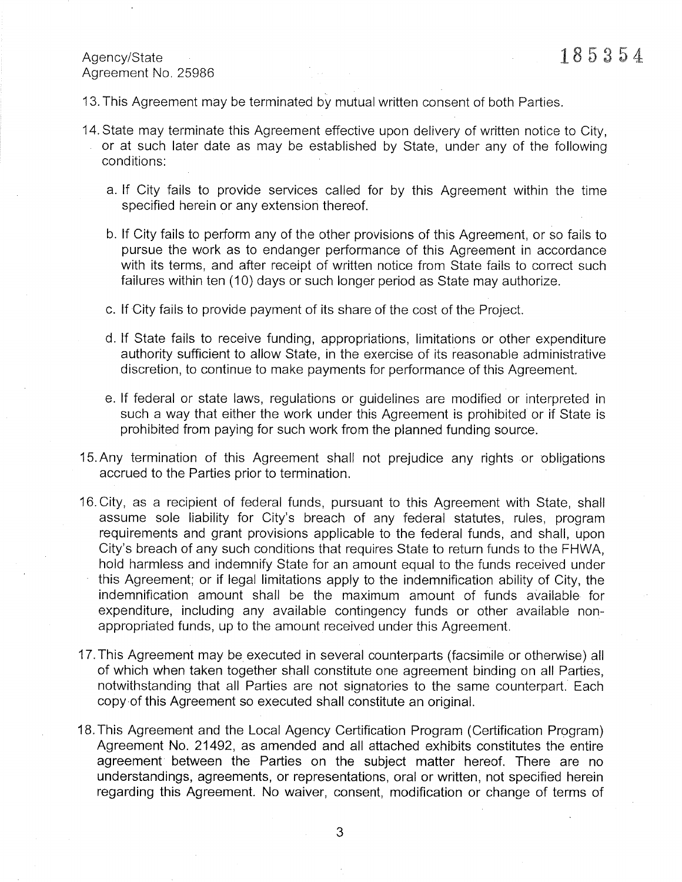13. This Agreement may be terminated by mutual written consent of both Parties.

14. State may terminate this Agreement effective upon delivery of written notice to City, or at such later date as may be established by State, under any of the following conditions:

    a. If City fails to provide services called for by this Agreement within the time specified herein or any extension thereof.

    b. If City fails to perform any of the other provisions of this Agreement, or so fails to pursue the work as to endanger performance of this Agreement in accordance with its terms, and after receipt of written notice from State fails to correct such failures within ten (10) days or such longer period as State may authorize.

    c. If City fails to provide payment of its share of the cost of the Project.

    d. If State fails to receive funding, appropriations, limitations or other expenditure authority sufficient to allow State, in the exercise of its reasonable administrative discretion, to continue to make payments for performance of this Agreement.

    e. If federal or state laws, regulations or guidelines are modified or interpreted in such a way that either the work under this Agreement is prohibited or if State is prohibited from paying for such work from the planned funding source.

15. Any termination of this Agreement shall not prejudice any rights or obligations accrued to the Parties prior to termination.

16. City, as a recipient of federal funds, pursuant to this Agreement with State, shall assume sole liability for City's breach of any federal statutes, rules, program requirements and grant provisions applicable to the federal funds, and shall, upon City's breach of any such conditions that requires State to return funds to the FHWA, hold harmless and indemnify State for an amount equal to the funds received under this Agreement; or if legal limitations apply to the indemnification ability of City, the indemnification amount shall be the maximum amount of funds available for expenditure, including any available contingency funds or other available non-appropriated funds, up to the amount received under this Agreement.

17. This Agreement may be executed in several counterparts (facsimile or otherwise) all of which when taken together shall constitute one agreement binding on all Parties, notwithstanding that all Parties are not signatories to the same counterpart. Each copy of this Agreement so executed shall constitute an original.

18. This Agreement and the Local Agency Certification Program (Certification Program) Agreement No. 21492, as amended and all attached exhibits constitutes the entire agreement between the Parties on the subject matter hereof. There are no understandings, agreements, or representations, oral or written, not specified herein regarding this Agreement. No waiver, consent, modification or change of terms of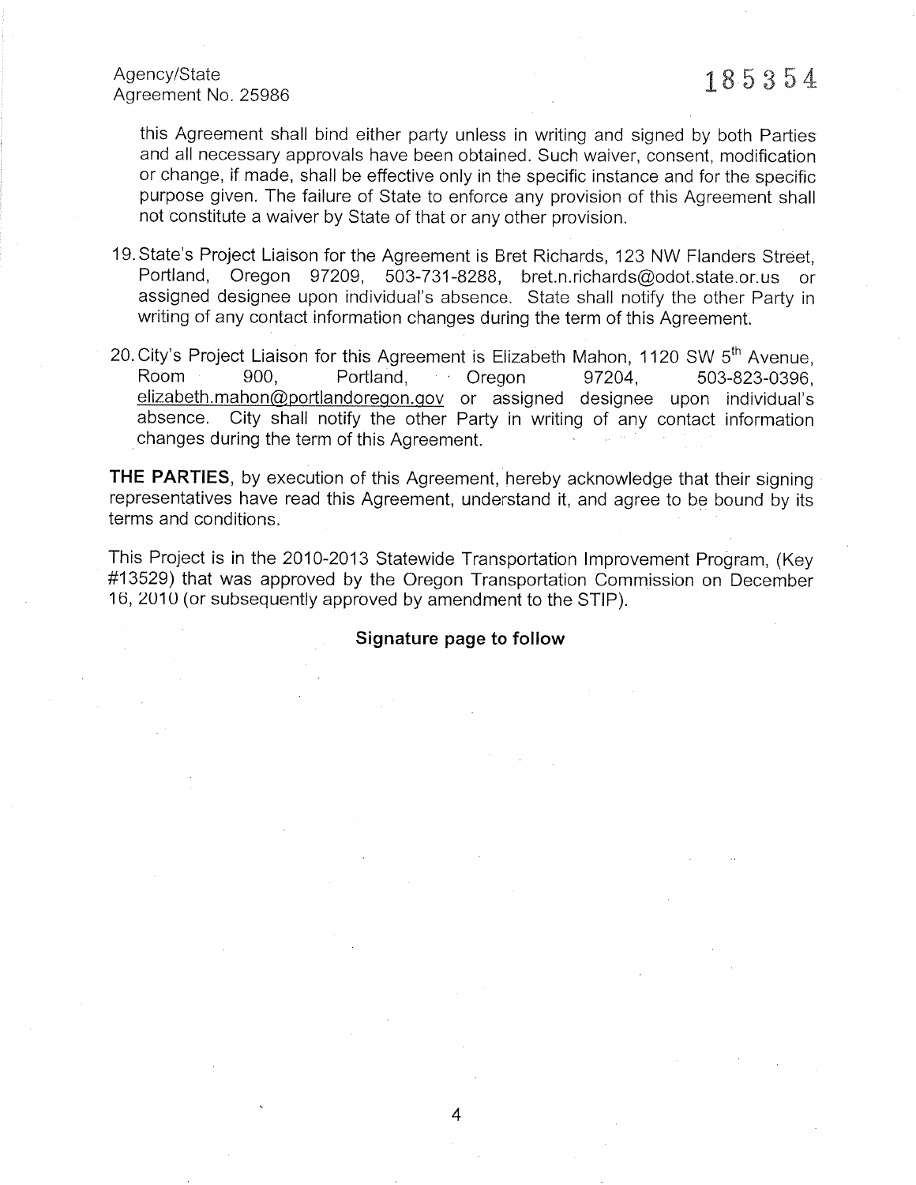this Agreement shall bind either party unless in writing and signed by both Parties and all necessary approvals have been obtained. Such waiver, consent, modification or change, if made, shall be effective only in the specific instance and for the specific purpose given. The failure of State to enforce any provision of this Agreement shall not constitute a waiver by State of that or any other provision.

19. State's Project Liaison for the Agreement is Bret Richards, 123 NW Flanders Street, Portland, Oregon 97209, 503-731-8288, bret.n.richards@odot.state.or.us or assigned designee upon individual's absence. State shall notify the other Party in writing of any contact information changes during the term of this Agreement.

20. City's Project Liaison for this Agreement is Elizabeth Mahon, 1120 SW 5th Avenue, Room 900, Portland, Oregon 97204, 503-823-0396, elizabeth.mahon@portlandoregon.gov or assigned designee upon individual's absence. City shall notify the other Party in writing of any contact information changes during the term of this Agreement.

**THE PARTIES**, by execution of this Agreement, hereby acknowledge that their signing representatives have read this Agreement, understand it, and agree to be bound by its terms and conditions.

This Project is in the 2010-2013 Statewide Transportation Improvement Program, (Key #13529) that was approved by the Oregon Transportation Commission on December 16, 2010 (or subsequently approved by amendment to the STIP).

**Signature page to follow**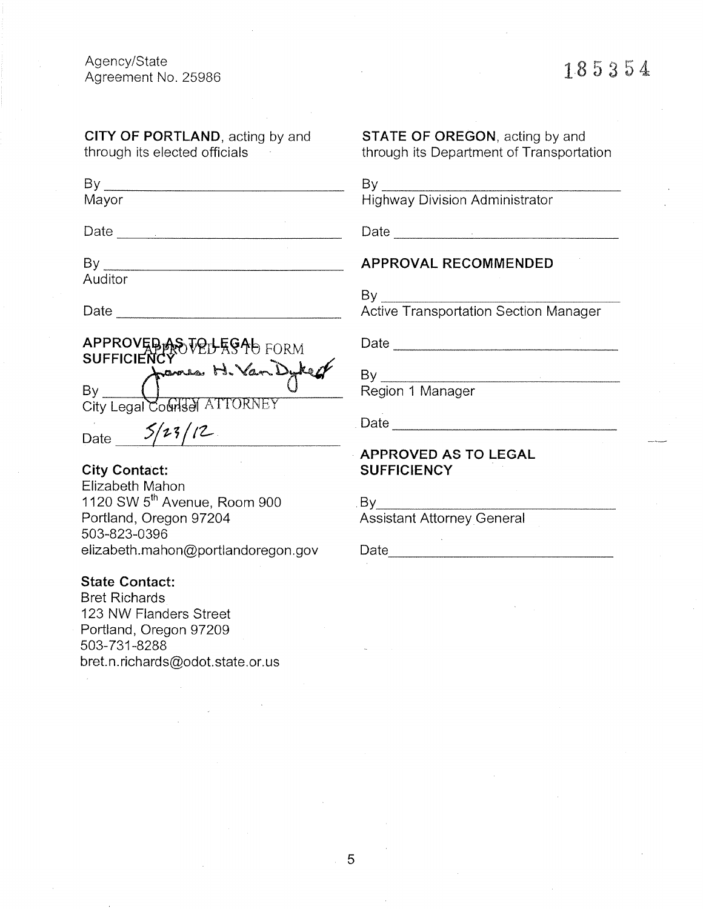Agency/State
Agreement No. 25986

185354

**CITY OF PORTLAND**, acting by and through its elected officials

By ______________________
Mayor

Date ______________________

By ______________________
Auditor

Date ______________________

**APPROVED AS TO LEGAL SUFFICIENCY**

APPROVED AS TO FORM

James H. Van Dyke

By ______________________
City Legal Counsel CITY ATTORNEY

Date 5/23/12

**City Contact:**
Elizabeth Mahon
1120 SW 5th Avenue, Room 900
Portland, Oregon 97204
503-823-0396
elizabeth.mahon@portlandoregon.gov

**State Contact:**
Bret Richards
123 NW Flanders Street
Portland, Oregon 97209
503-731-8288
bret.n.richards@odot.state.or.us

**STATE OF OREGON**, acting by and through its Department of Transportation

By ______________________
Highway Division Administrator

Date ______________________

**APPROVAL RECOMMENDED**

By ______________________
Active Transportation Section Manager

Date ______________________

By ______________________
Region 1 Manager

Date ______________________

**APPROVED AS TO LEGAL SUFFICIENCY**

By ______________________
Assistant Attorney General

Date ______________________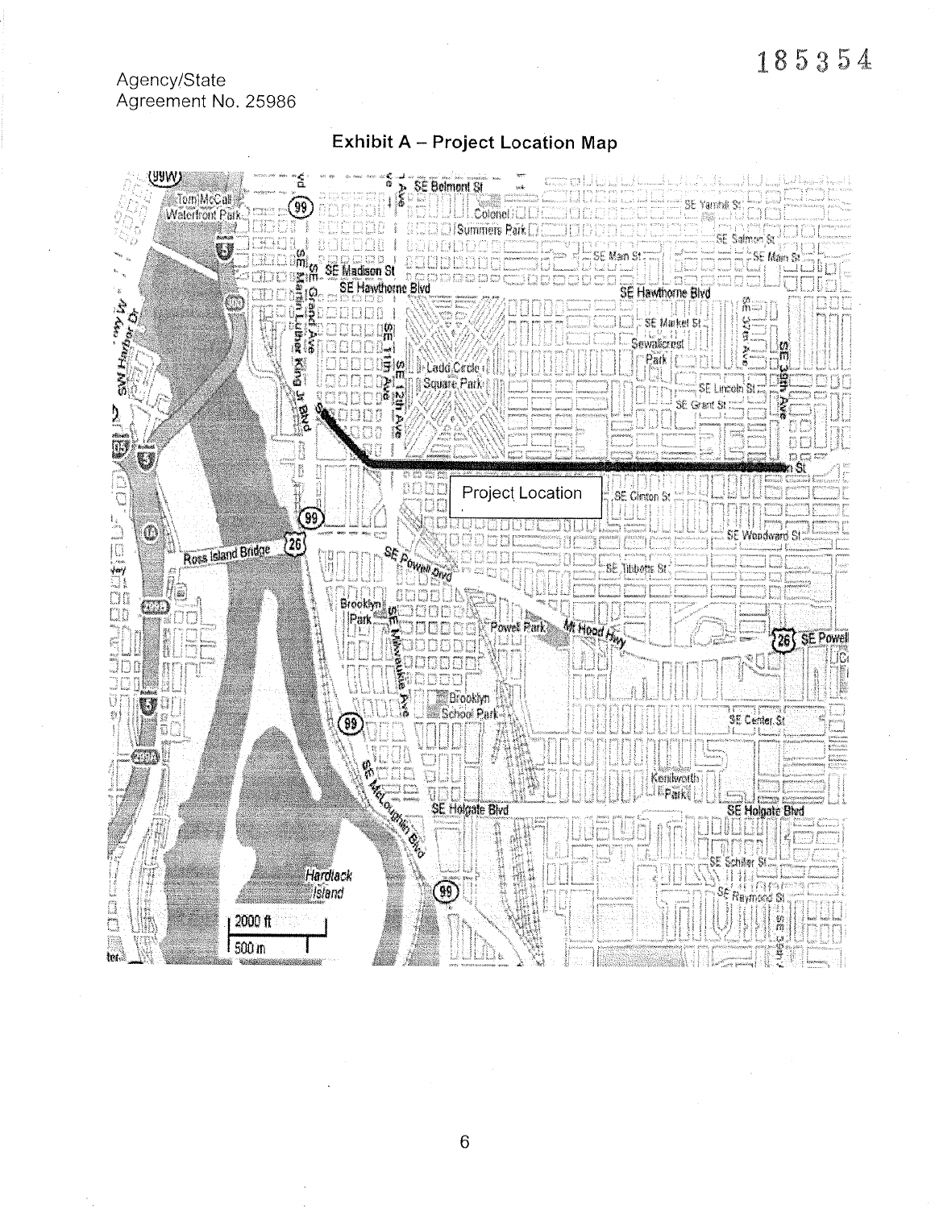185354

Agency/State
Agreement No. 25986

## Exhibit A – Project Location Map

SE Belmont St

Tom McCall Waterfront Park

Colonel Summers Park

SE Yamhill St

SE Salmon St

SE Main St

SE Madison St

SE Hawthorne Blvd

SE Market St

Sewallcrest Park

SE Lincoln St

SE Grant St

SE Grand Ave

SE Martin Luther King Jr Blvd

SE 11th Ave

SE 12th Ave

Ladd Circle Square Park

SE 37th Ave

SE 39th Ave

Project Location

SE Clinton St

SE Woodward St

SE Tibbetts St

Ross Island Bridge

SE Powell Blvd

Brooklyn Park

SE Milwaukie Ave

Powell Park

Mt Hood Hwy

SE Powell

Brooklyn School Park

SE Center St

Kenilworth Park

SE McLoughlin Blvd

SE Holgate Blvd

SE Schiller St

SE Raymond St

Hardtack Island

SW Harbor Dr

2000 ft

500 m